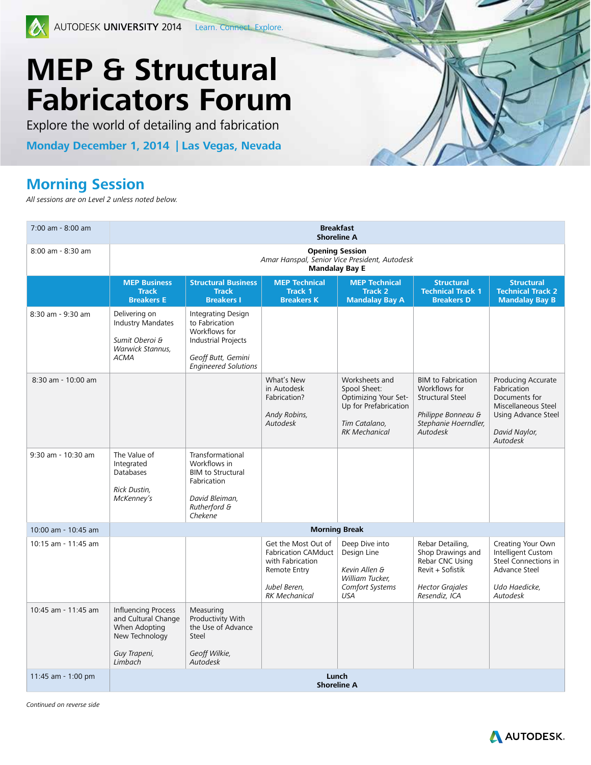AUTODESK UNIVERSITY 2014 Learn. Connect. Explore.

# MEP & Structural Fabricators Forum

Explore the world of detailing and fabrication

**Monday December 1, 2014 | Las Vegas, Nevada**

## Morning Session

*All sessions are on Level 2 unless noted below.*

| | | | | | | |
|---|---|---|---|---|---|---|
| 7:00 am - 8:00 am | **Breakfast** **Shoreline A** | | | | | |
| 8:00 am - 8:30 am | **Opening Session** *Amar Hanspal, Senior Vice President, Autodesk* **Mandalay Bay E** | | | | | |
| | **MEP Business Track Breakers E** | **Structural Business Track Breakers I** | **MEP Technical Track 1 Breakers K** | **MEP Technical Track 2 Mandalay Bay A** | **Structural Technical Track 1 Breakers D** | **Structural Technical Track 2 Mandalay Bay B** |
| 8:30 am - 9:30 am | Delivering on Industry Mandates *Sumit Oberoi & Warwick Stannus, ACMA* | Integrating Design to Fabrication Workflows for Industrial Projects *Geoff Butt, Gemini Engineered Solutions* | | | | |
| 8:30 am - 10:00 am | | | What's New in Autodesk Fabrication? *Andy Robins, Autodesk* | Worksheets and Spool Sheet: Optimizing Your Set-Up for Prefabrication *Tim Catalano, RK Mechanical* | BIM to Fabrication Workflows for Structural Steel *Philippe Bonneau & Stephanie Hoerndler, Autodesk* | Producing Accurate Fabrication Documents for Miscellaneous Steel Using Advance Steel *David Naylor, Autodesk* |
| 9:30 am - 10:30 am | The Value of Integrated Databases *Rick Dustin, McKenney's* | Transformational Workflows in BIM to Structural Fabrication *David Bleiman, Rutherford & Chekene* | | | | |
| 10:00 am - 10:45 am | **Morning Break** | | | | | |
| 10:15 am - 11:45 am | | | Get the Most Out of Fabrication CAMduct with Fabrication Remote Entry *Jubel Beren, RK Mechanical* | Deep Dive into Design Line *Kevin Allen & William Tucker, Comfort Systems USA* | Rebar Detailing, Shop Drawings and Rebar CNC Using Revit + Sofistik *Hector Grajales Resendiz, ICA* | Creating Your Own Intelligent Custom Steel Connections in Advance Steel *Udo Haedicke, Autodesk* |
| 10:45 am - 11:45 am | Influencing Process and Cultural Change When Adopting New Technology *Guy Trapeni, Limbach* | Measuring Productivity With the Use of Advance Steel *Geoff Wilkie, Autodesk* | | | | |
| 11:45 am - 1:00 pm | **Lunch** **Shoreline A** | | | | | |

*Continued on reverse side*

AUTODESK.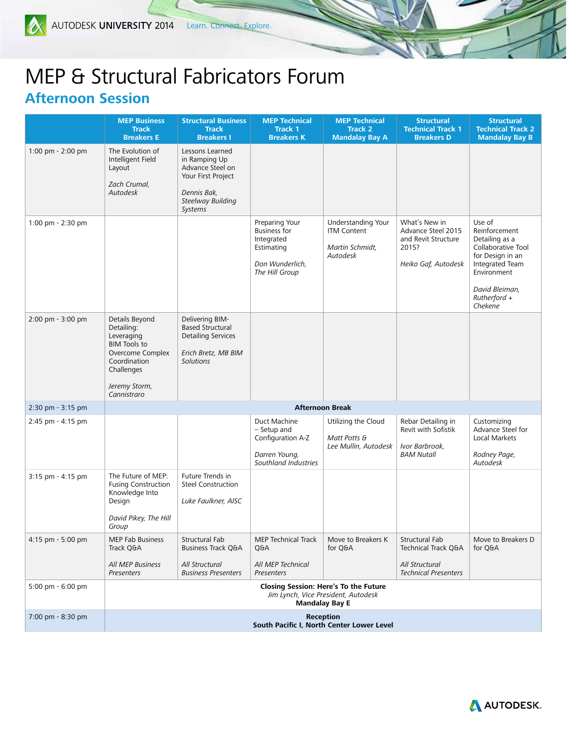# MEP & Structural Fabricators Forum

## Afternoon Session

| | MEP Business Track Breakers E | Structural Business Track Breakers I | MEP Technical Track 1 Breakers K | MEP Technical Track 2 Mandalay Bay A | Structural Technical Track 1 Breakers D | Structural Technical Track 2 Mandalay Bay B |
|---|---|---|---|---|---|---|
| 1:00 pm - 2:00 pm | The Evolution of Intelligent Field Layout *Zach Crumal, Autodesk* | Lessons Learned in Ramping Up Advance Steel on Your First Project *Dennis Bak, Steelway Building Systems* | | | | |
| 1:00 pm - 2:30 pm | | | Preparing Your Business for Integrated Estimating *Don Wunderlich, The Hill Group* | Understanding Your ITM Content *Martin Schmidt, Autodesk* | What's New in Advance Steel 2015 and Revit Structure 2015? *Heiko Gaf, Autodesk* | Use of Reinforcement Detailing as a Collaborative Tool for Design in an Integrated Team Environment *David Bleiman, Rutherford + Chekene* |
| 2:00 pm - 3:00 pm | Details Beyond Detailing: Leveraging BIM Tools to Overcome Complex Coordination Challenges *Jeremy Storm, Cannistraro* | Delivering BIM-Based Structural Detailing Services *Erich Bretz, MB BIM Solutions* | | | | |
| 2:30 pm - 3:15 pm | **Afternoon Break** | | | | | |
| 2:45 pm - 4:15 pm | | | Duct Machine – Setup and Configuration A-Z *Darren Young, Southland Industries* | Utilizing the Cloud *Matt Potts & Lee Mullin, Autodesk* | Rebar Detailing in Revit with Sofistik *Ivor Barbrook, BAM Nutall* | Customizing Advance Steel for Local Markets *Rodney Page, Autodesk* |
| 3:15 pm - 4:15 pm | The Future of MEP: Fusing Construction Knowledge Into Design *David Pikey, The Hill Group* | Future Trends in Steel Construction *Luke Faulkner, AISC* | | | | |
| 4:15 pm - 5:00 pm | MEP Fab Business Track Q&A *All MEP Business Presenters* | Structural Fab Business Track Q&A *All Structural Business Presenters* | MEP Technical Track Q&A *All MEP Technical Presenters* | Move to Breakers K for Q&A | Structural Fab Technical Track Q&A *All Structural Technical Presenters* | Move to Breakers D for Q&A |
| 5:00 pm - 6:00 pm | **Closing Session: Here's To the Future** *Jim Lynch, Vice President, Autodesk* **Mandalay Bay E** | | | | | |
| 7:00 pm - 8:30 pm | **Reception** **South Pacific I, North Center Lower Level** | | | | | |